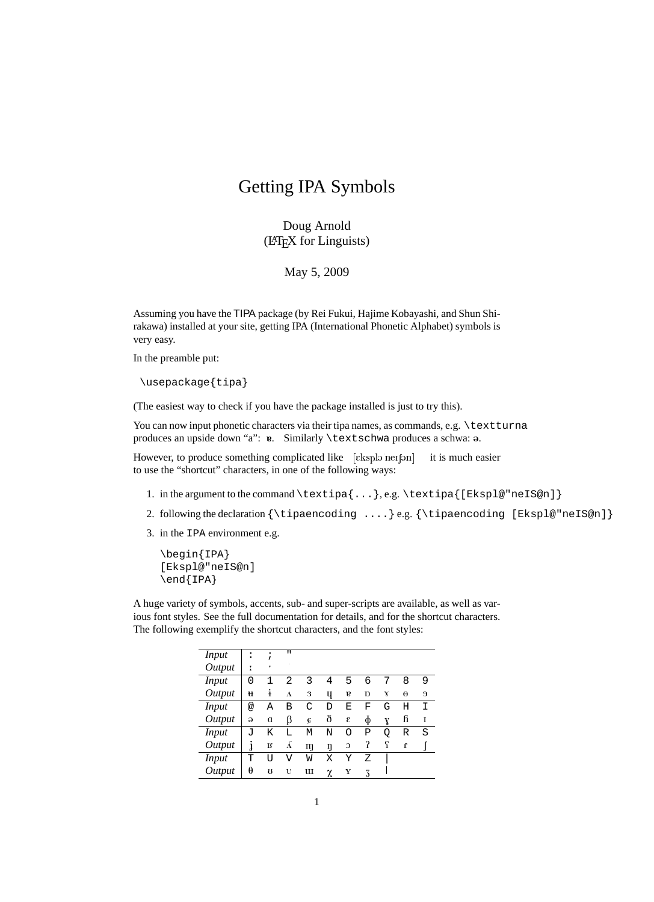# Getting IPA Symbols

Doug Arnold
(LaTeX for Linguists)

May 5, 2009

Assuming you have the TIPA package (by Rei Fukui, Hajime Kobayashi, and Shun Shirakawa) installed at your site, getting IPA (International Phonetic Alphabet) symbols is very easy.

In the preamble put:

```
\usepackage{tipa}
```

(The easiest way to check if you have the package installed is just to try this).

You can now input phonetic characters via their tipa names, as commands, e.g. `\textturna` produces an upside down "a": ɐ. Similarly `\textschwa` produces a schwa: ə.

However, to produce something complicated like [ɛkspləˈneɪʃən] it is much easier to use the "shortcut" characters, in one of the following ways:

1. in the argument to the command `\textipa{...}`, e.g. `\textipa{[Ekspl@"neIS@n]}`
2. following the declaration `{\tipaencoding ....}` e.g. `{\tipaencoding [Ekspl@"neIS@n]}`
3. in the `IPA` environment e.g.

```
\begin{IPA}
[Ekspl@"neIS@n]
\end{IPA}
```

A huge variety of symbols, accents, sub- and super-scripts are available, as well as various font styles. See the full documentation for details, and for the shortcut characters. The following exemplify the shortcut characters, and the font styles:

| *Input* | : | ; | " | | | | | | | |
|---|---|---|---|---|---|---|---|---|---|---|
| *Output* | ː | ˑ | ˈ | | | | | | | |
| *Input* | 0 | 1 | 2 | 3 | 4 | 5 | 6 | 7 | 8 | 9 |
| *Output* | ʉ | ɨ | ʌ | ɜ | ɥ | ɐ | ɒ | ɤ | ɵ | ɘ |
| *Input* | @ | A | B | C | D | E | F | G | H | I |
| *Output* | ə | ɑ | β | ç | ð | ɛ | ɸ | ɣ | ɦ | ɪ |
| *Input* | J | K | L | M | N | O | P | Q | R | S |
| *Output* | ʝ | ʁ | ʎ | ɱ | ŋ | ɔ | ʔ | ʕ | ɾ | ʃ |
| *Input* | T | U | V | W | X | Y | Z | \| | | |
| *Output* | θ | ʊ | ʋ | ɯ | χ | ʏ | ʒ | ǀ | | |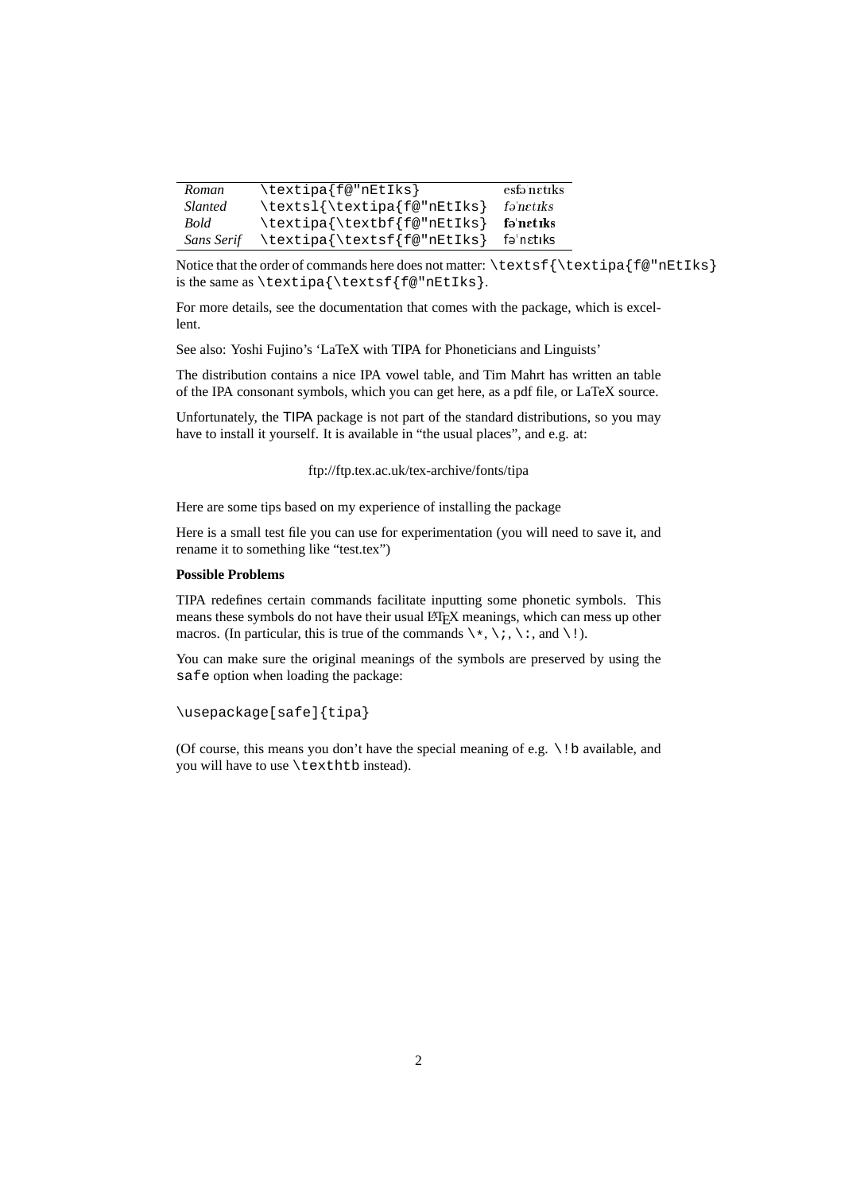| | | |
|---|---|---|
| *Roman* | `\textipa{f@"nEtIks}` | esfə nεtıks |
| *Slanted* | `\textsl{\textipa{f@"nEtIks}` | *fəˈnεtɪks* |
| *Bold* | `\textipa{\textbf{f@"nEtIks}` | **fəˈnεtɪks** |
| *Sans Serif* | `\textipa{\textsf{f@"nEtIks}` | fəˈnεtɪks |

Notice that the order of commands here does not matter: `\textsf{\textipa{f@"nEtIks}` is the same as `\textipa{\textsf{f@"nEtIks}`.

For more details, see the documentation that comes with the package, which is excellent.

See also: Yoshi Fujino's 'LaTeX with TIPA for Phoneticians and Linguists'

The distribution contains a nice IPA vowel table, and Tim Mahrt has written an table of the IPA consonant symbols, which you can get here, as a pdf file, or LaTeX source.

Unfortunately, the TIPA package is not part of the standard distributions, so you may have to install it yourself. It is available in "the usual places", and e.g. at:

ftp://ftp.tex.ac.uk/tex-archive/fonts/tipa

Here are some tips based on my experience of installing the package

Here is a small test file you can use for experimentation (you will need to save it, and rename it to something like "test.tex")

**Possible Problems**

TIPA redefines certain commands facilitate inputting some phonetic symbols. This means these symbols do not have their usual LaTeX meanings, which can mess up other macros. (In particular, this is true of the commands `\*`, `\;`, `\:`, and `\!`).

You can make sure the original meanings of the symbols are preserved by using the `safe` option when loading the package:

```
\usepackage[safe]{tipa}
```

(Of course, this means you don't have the special meaning of e.g. `\!b` available, and you will have to use `\texthtb` instead).